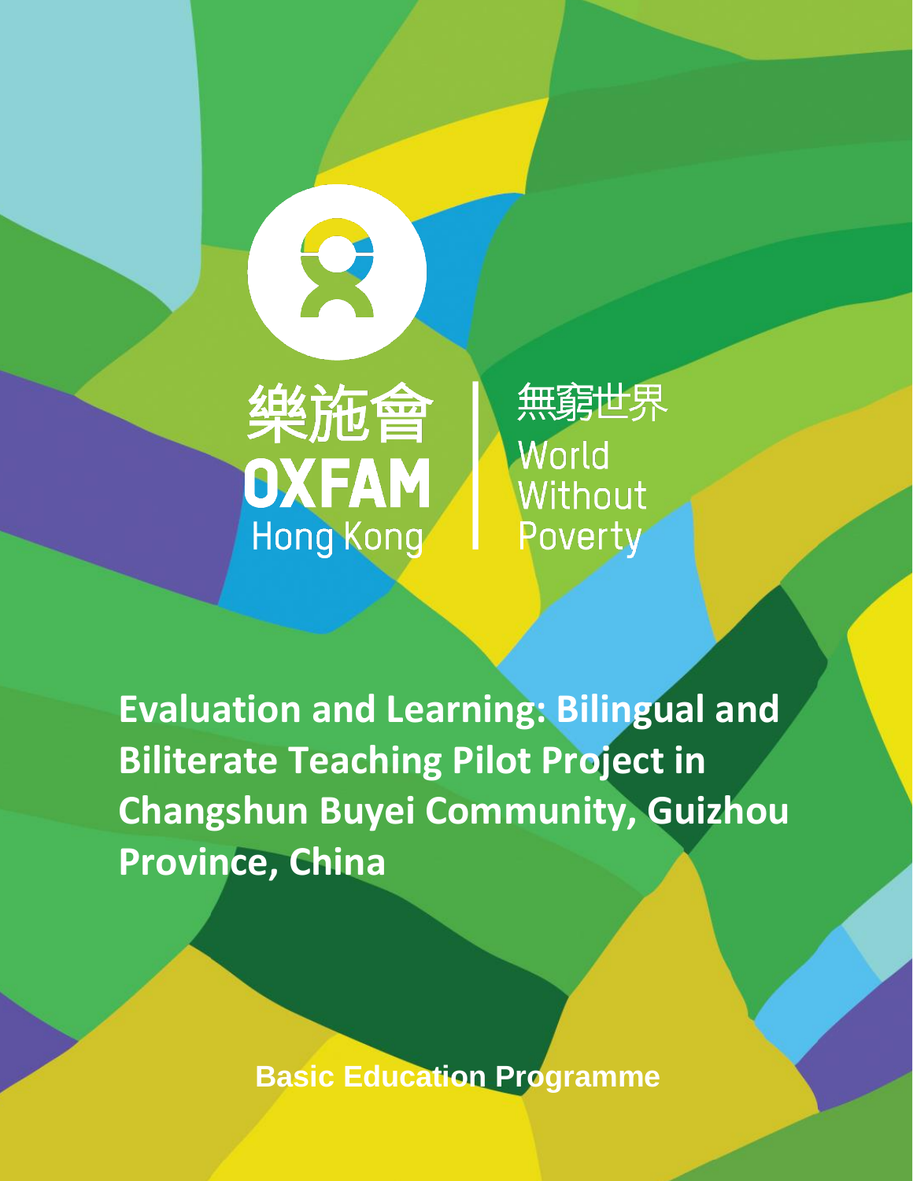樂施會 OXFAM Hong Kong | 無窮世界 World Without Poverty

# Evaluation and Learning: Bilingual and Biliterate Teaching Pilot Project in Changshun Buyei Community, Guizhou Province, China

**Basic Education Programme**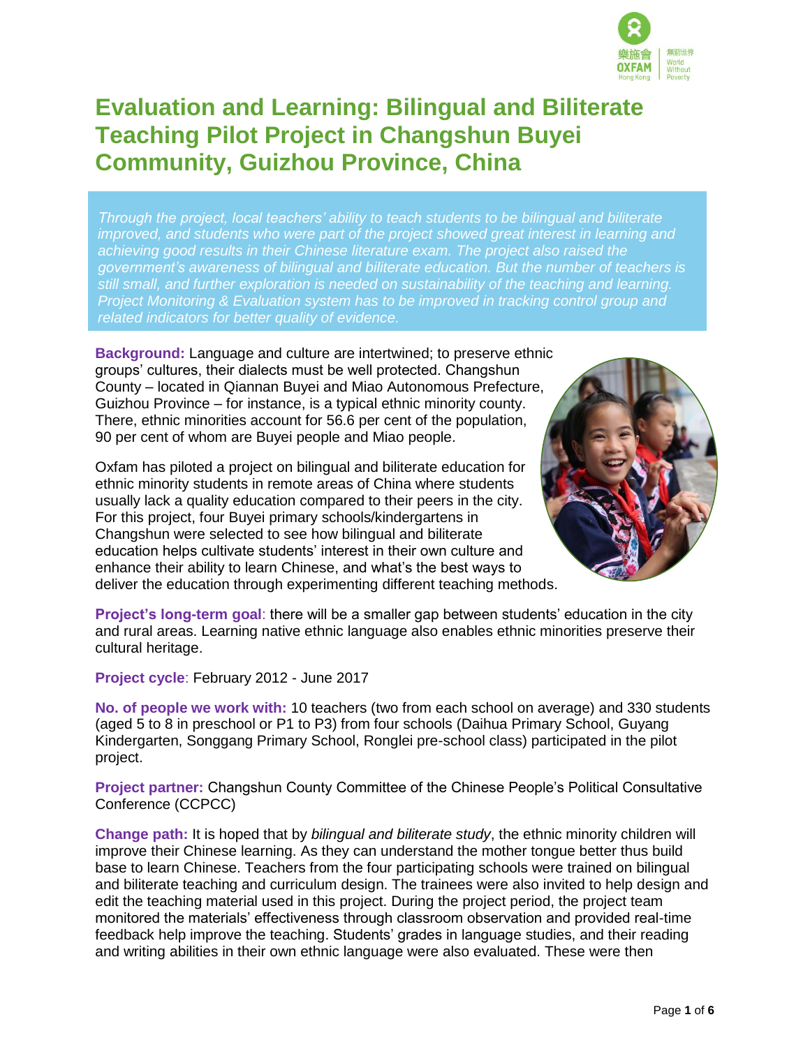# Evaluation and Learning: Bilingual and Biliterate Teaching Pilot Project in Changshun Buyei Community, Guizhou Province, China

*Through the project, local teachers' ability to teach students to be bilingual and biliterate improved, and students who were part of the project showed great interest in learning and achieving good results in their Chinese literature exam. The project also raised the government's awareness of bilingual and biliterate education. But the number of teachers is still small, and further exploration is needed on sustainability of the teaching and learning. Project Monitoring & Evaluation system has to be improved in tracking control group and related indicators for better quality of evidence.*

**Background:** Language and culture are intertwined; to preserve ethnic groups' cultures, their dialects must be well protected. Changshun County – located in Qiannan Buyei and Miao Autonomous Prefecture, Guizhou Province – for instance, is a typical ethnic minority county. There, ethnic minorities account for 56.6 per cent of the population, 90 per cent of whom are Buyei people and Miao people.

Oxfam has piloted a project on bilingual and biliterate education for ethnic minority students in remote areas of China where students usually lack a quality education compared to their peers in the city. For this project, four Buyei primary schools/kindergartens in Changshun were selected to see how bilingual and biliterate education helps cultivate students' interest in their own culture and enhance their ability to learn Chinese, and what's the best ways to deliver the education through experimenting different teaching methods.

**Project's long-term goal**: there will be a smaller gap between students' education in the city and rural areas. Learning native ethnic language also enables ethnic minorities preserve their cultural heritage.

**Project cycle**: February 2012 - June 2017

**No. of people we work with:** 10 teachers (two from each school on average) and 330 students (aged 5 to 8 in preschool or P1 to P3) from four schools (Daihua Primary School, Guyang Kindergarten, Songgang Primary School, Ronglei pre-school class) participated in the pilot project.

**Project partner:** Changshun County Committee of the Chinese People's Political Consultative Conference (CCPCC)

**Change path:** It is hoped that by *bilingual and biliterate study*, the ethnic minority children will improve their Chinese learning. As they can understand the mother tongue better thus build base to learn Chinese. Teachers from the four participating schools were trained on bilingual and biliterate teaching and curriculum design. The trainees were also invited to help design and edit the teaching material used in this project. During the project period, the project team monitored the materials' effectiveness through classroom observation and provided real-time feedback help improve the teaching. Students' grades in language studies, and their reading and writing abilities in their own ethnic language were also evaluated. These were then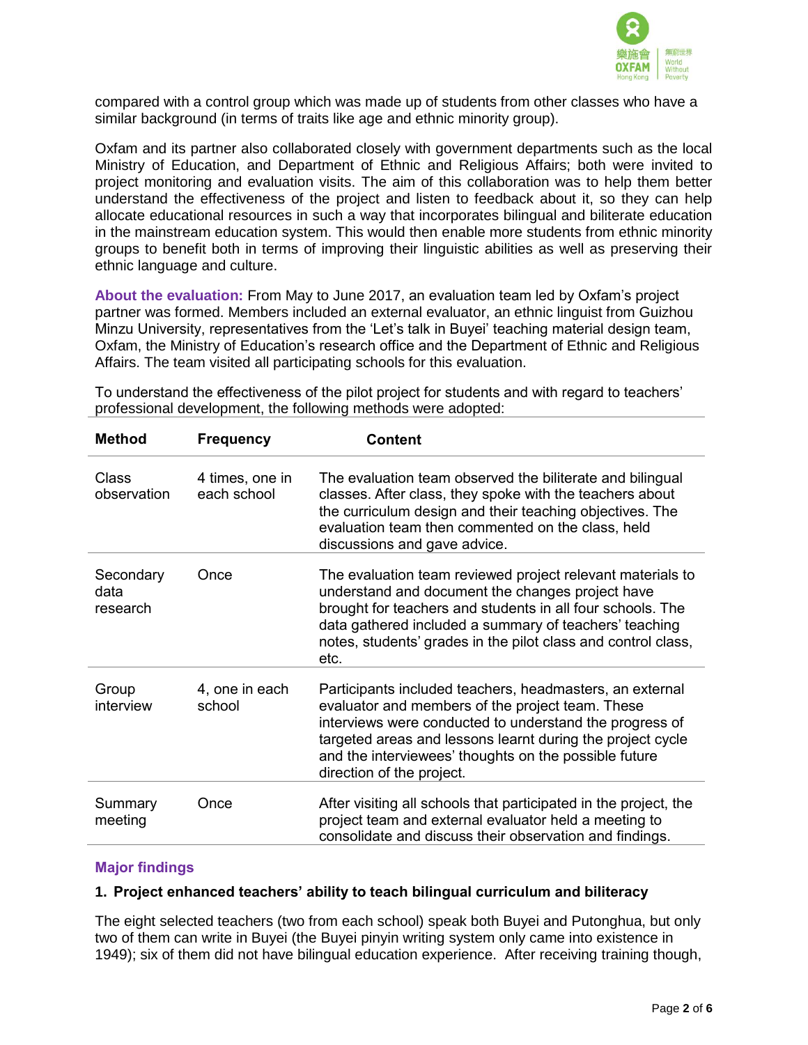compared with a control group which was made up of students from other classes who have a similar background (in terms of traits like age and ethnic minority group).

Oxfam and its partner also collaborated closely with government departments such as the local Ministry of Education, and Department of Ethnic and Religious Affairs; both were invited to project monitoring and evaluation visits. The aim of this collaboration was to help them better understand the effectiveness of the project and listen to feedback about it, so they can help allocate educational resources in such a way that incorporates bilingual and biliterate education in the mainstream education system. This would then enable more students from ethnic minority groups to benefit both in terms of improving their linguistic abilities as well as preserving their ethnic language and culture.

**About the evaluation:** From May to June 2017, an evaluation team led by Oxfam's project partner was formed. Members included an external evaluator, an ethnic linguist from Guizhou Minzu University, representatives from the 'Let's talk in Buyei' teaching material design team, Oxfam, the Ministry of Education's research office and the Department of Ethnic and Religious Affairs. The team visited all participating schools for this evaluation.

To understand the effectiveness of the pilot project for students and with regard to teachers' professional development, the following methods were adopted:

| Method | Frequency | Content |
|---|---|---|
| Class observation | 4 times, one in each school | The evaluation team observed the biliterate and bilingual classes. After class, they spoke with the teachers about the curriculum design and their teaching objectives. The evaluation team then commented on the class, held discussions and gave advice. |
| Secondary data research | Once | The evaluation team reviewed project relevant materials to understand and document the changes project have brought for teachers and students in all four schools. The data gathered included a summary of teachers' teaching notes, students' grades in the pilot class and control class, etc. |
| Group interview | 4, one in each school | Participants included teachers, headmasters, an external evaluator and members of the project team. These interviews were conducted to understand the progress of targeted areas and lessons learnt during the project cycle and the interviewees' thoughts on the possible future direction of the project. |
| Summary meeting | Once | After visiting all schools that participated in the project, the project team and external evaluator held a meeting to consolidate and discuss their observation and findings. |

## Major findings

### 1. Project enhanced teachers' ability to teach bilingual curriculum and biliteracy

The eight selected teachers (two from each school) speak both Buyei and Putonghua, but only two of them can write in Buyei (the Buyei pinyin writing system only came into existence in 1949); six of them did not have bilingual education experience. After receiving training though,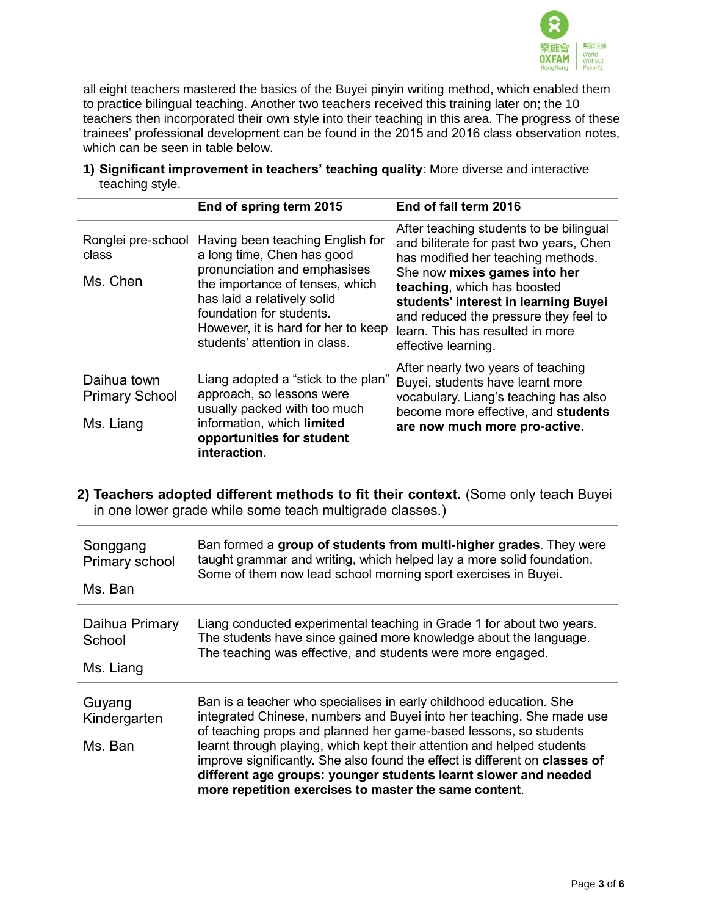all eight teachers mastered the basics of the Buyei pinyin writing method, which enabled them to practice bilingual teaching. Another two teachers received this training later on; the 10 teachers then incorporated their own style into their teaching in this area. The progress of these trainees' professional development can be found in the 2015 and 2016 class observation notes, which can be seen in table below.

1) **Significant improvement in teachers' teaching quality**: More diverse and interactive teaching style.

| | End of spring term 2015 | End of fall term 2016 |
|---|---|---|
| Ronglei pre-school class<br><br>Ms. Chen | Having been teaching English for a long time, Chen has good pronunciation and emphasises the importance of tenses, which has laid a relatively solid foundation for students. However, it is hard for her to keep students' attention in class. | After teaching students to be bilingual and biliterate for past two years, Chen has modified her teaching methods. She now **mixes games into her teaching**, which has boosted **students' interest in learning Buyei** and reduced the pressure they feel to learn. This has resulted in more effective learning. |
| Daihua town Primary School<br><br>Ms. Liang | Liang adopted a "stick to the plan" approach, so lessons were usually packed with too much information, which **limited opportunities for student interaction.** | After nearly two years of teaching Buyei, students have learnt more vocabulary. Liang's teaching has also become more effective, and **students are now much more pro-active.** |

2) **Teachers adopted different methods to fit their context.** (Some only teach Buyei in one lower grade while some teach multigrade classes.)

| | |
|---|---|
| Songgang Primary school<br><br>Ms. Ban | Ban formed a **group of students from multi-higher grades**. They were taught grammar and writing, which helped lay a more solid foundation. Some of them now lead school morning sport exercises in Buyei. |
| Daihua Primary School<br><br>Ms. Liang | Liang conducted experimental teaching in Grade 1 for about two years. The students have since gained more knowledge about the language. The teaching was effective, and students were more engaged. |
| Guyang Kindergarten<br><br>Ms. Ban | Ban is a teacher who specialises in early childhood education. She integrated Chinese, numbers and Buyei into her teaching. She made use of teaching props and planned her game-based lessons, so students learnt through playing, which kept their attention and helped students improve significantly. She also found the effect is different on **classes of different age groups: younger students learnt slower and needed more repetition exercises to master the same content**. |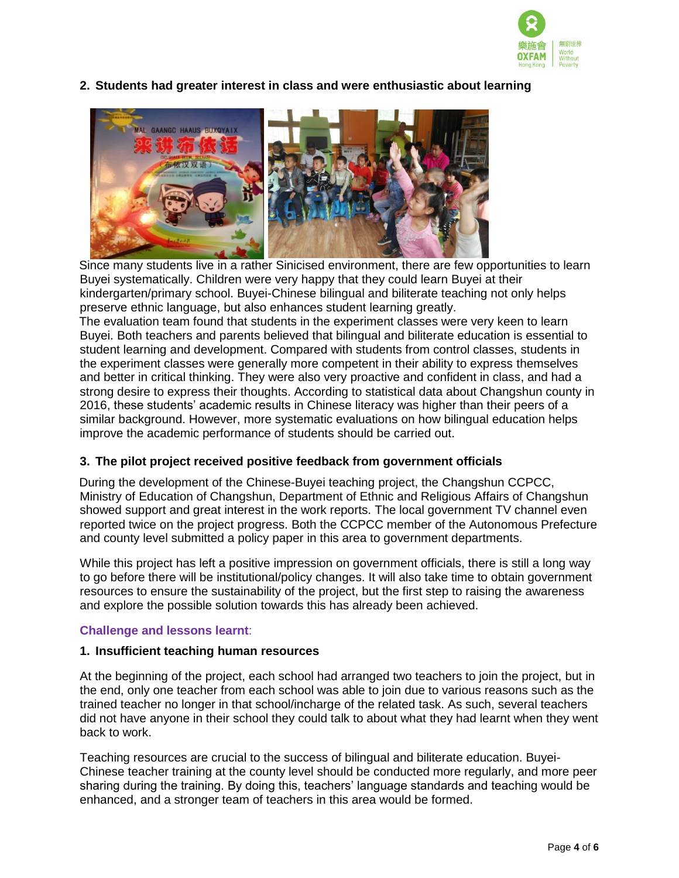## 2. Students had greater interest in class and were enthusiastic about learning

Since many students live in a rather Sinicised environment, there are few opportunities to learn Buyei systematically. Children were very happy that they could learn Buyei at their kindergarten/primary school. Buyei-Chinese bilingual and biliterate teaching not only helps preserve ethnic language, but also enhances student learning greatly.

The evaluation team found that students in the experiment classes were very keen to learn Buyei. Both teachers and parents believed that bilingual and biliterate education is essential to student learning and development. Compared with students from control classes, students in the experiment classes were generally more competent in their ability to express themselves and better in critical thinking. They were also very proactive and confident in class, and had a strong desire to express their thoughts. According to statistical data about Changshun county in 2016, these students' academic results in Chinese literacy was higher than their peers of a similar background. However, more systematic evaluations on how bilingual education helps improve the academic performance of students should be carried out.

## 3. The pilot project received positive feedback from government officials

During the development of the Chinese-Buyei teaching project, the Changshun CCPCC, Ministry of Education of Changshun, Department of Ethnic and Religious Affairs of Changshun showed support and great interest in the work reports. The local government TV channel even reported twice on the project progress. Both the CCPCC member of the Autonomous Prefecture and county level submitted a policy paper in this area to government departments.

While this project has left a positive impression on government officials, there is still a long way to go before there will be institutional/policy changes. It will also take time to obtain government resources to ensure the sustainability of the project, but the first step to raising the awareness and explore the possible solution towards this has already been achieved.

### Challenge and lessons learnt:

## 1. Insufficient teaching human resources

At the beginning of the project, each school had arranged two teachers to join the project, but in the end, only one teacher from each school was able to join due to various reasons such as the trained teacher no longer in that school/incharge of the related task. As such, several teachers did not have anyone in their school they could talk to about what they had learnt when they went back to work.

Teaching resources are crucial to the success of bilingual and biliterate education. Buyei-Chinese teacher training at the county level should be conducted more regularly, and more peer sharing during the training. By doing this, teachers' language standards and teaching would be enhanced, and a stronger team of teachers in this area would be formed.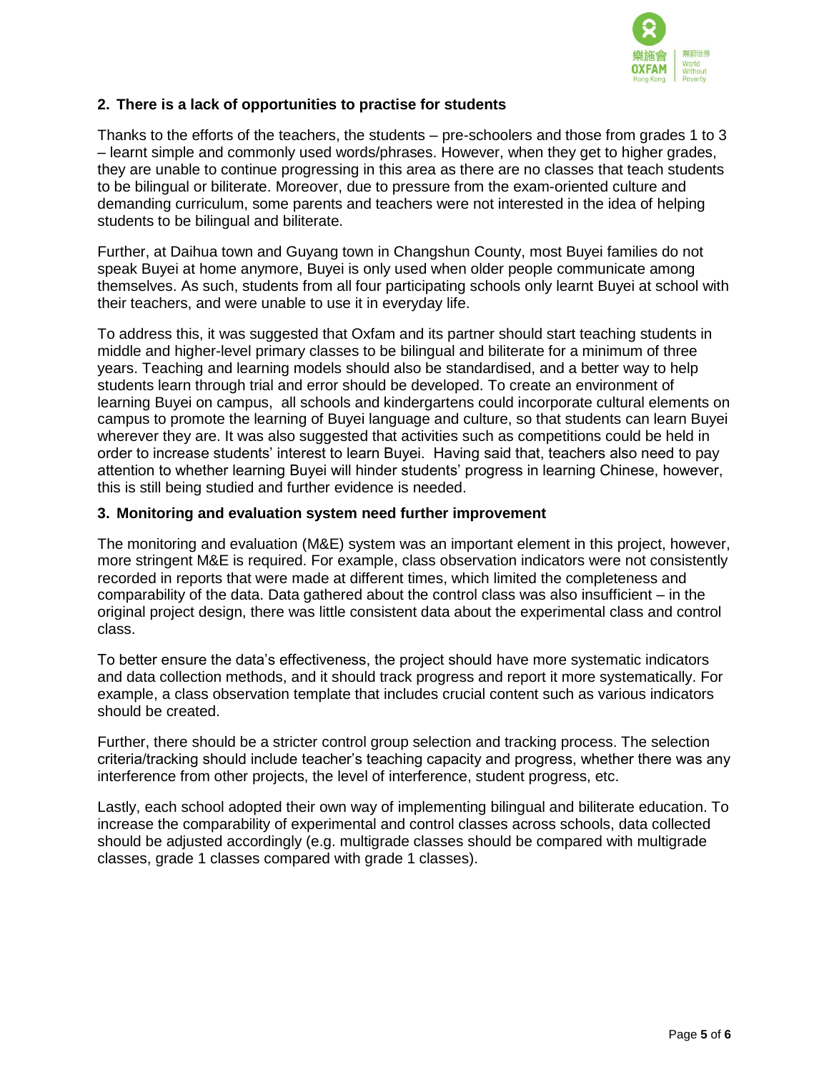## 2. There is a lack of opportunities to practise for students

Thanks to the efforts of the teachers, the students – pre-schoolers and those from grades 1 to 3 – learnt simple and commonly used words/phrases. However, when they get to higher grades, they are unable to continue progressing in this area as there are no classes that teach students to be bilingual or biliterate. Moreover, due to pressure from the exam-oriented culture and demanding curriculum, some parents and teachers were not interested in the idea of helping students to be bilingual and biliterate.

Further, at Daihua town and Guyang town in Changshun County, most Buyei families do not speak Buyei at home anymore, Buyei is only used when older people communicate among themselves. As such, students from all four participating schools only learnt Buyei at school with their teachers, and were unable to use it in everyday life.

To address this, it was suggested that Oxfam and its partner should start teaching students in middle and higher-level primary classes to be bilingual and biliterate for a minimum of three years. Teaching and learning models should also be standardised, and a better way to help students learn through trial and error should be developed. To create an environment of learning Buyei on campus, all schools and kindergartens could incorporate cultural elements on campus to promote the learning of Buyei language and culture, so that students can learn Buyei wherever they are. It was also suggested that activities such as competitions could be held in order to increase students' interest to learn Buyei. Having said that, teachers also need to pay attention to whether learning Buyei will hinder students' progress in learning Chinese, however, this is still being studied and further evidence is needed.

## 3. Monitoring and evaluation system need further improvement

The monitoring and evaluation (M&E) system was an important element in this project, however, more stringent M&E is required. For example, class observation indicators were not consistently recorded in reports that were made at different times, which limited the completeness and comparability of the data. Data gathered about the control class was also insufficient – in the original project design, there was little consistent data about the experimental class and control class.

To better ensure the data's effectiveness, the project should have more systematic indicators and data collection methods, and it should track progress and report it more systematically. For example, a class observation template that includes crucial content such as various indicators should be created.

Further, there should be a stricter control group selection and tracking process. The selection criteria/tracking should include teacher's teaching capacity and progress, whether there was any interference from other projects, the level of interference, student progress, etc.

Lastly, each school adopted their own way of implementing bilingual and biliterate education. To increase the comparability of experimental and control classes across schools, data collected should be adjusted accordingly (e.g. multigrade classes should be compared with multigrade classes, grade 1 classes compared with grade 1 classes).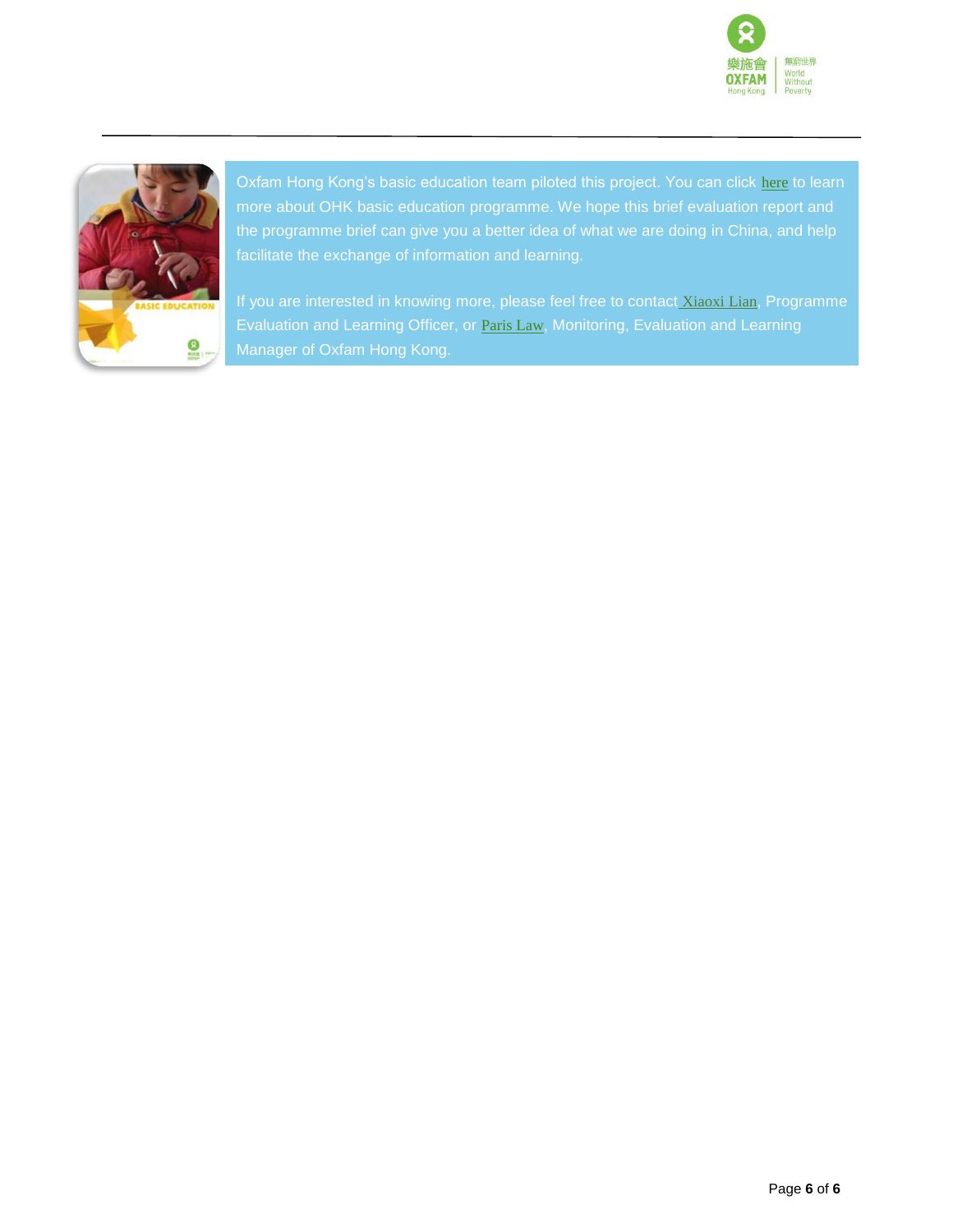Oxfam Hong Kong's basic education team piloted this project. You can click here to learn more about OHK basic education programme. We hope this brief evaluation report and the programme brief can give you a better idea of what we are doing in China, and help facilitate the exchange of information and learning.

If you are interested in knowing more, please feel free to contact Xiaoxi Lian, Programme Evaluation and Learning Officer, or Paris Law, Monitoring, Evaluation and Learning Manager of Oxfam Hong Kong.